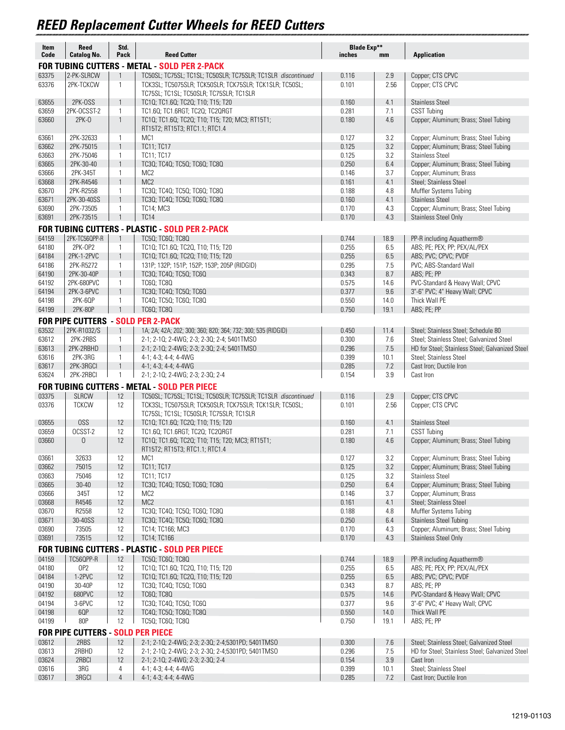# REED Replacement Cutter Wheels for REED Cutters

| Item Code | Reed Catalog No. | Std. Pack | Reed Cutter | Blade Exp** inches | mm | Application |
|---|---|---|---|---|---|---|
| **FOR TUBING CUTTERS - METAL - SOLD PER 2-PACK** | | | | | | |
| 63375 | 2-PK-SLRCW | 1 | TC50SL; TC75SL; TC1SL; TC50SLR; TC75SLR; TC1SLR *discontinued* | 0.116 | 2.9 | Copper; CTS CPVC |
| 63376 | 2PK-TCKCW | 1 | TCK3SL; TC5075SLR; TCK50SLR; TCK75SLR; TCK1SLR; TC50SL; TC75SL; TC1SL; TC50SLR; TC75SLR; TC1SLR | 0.101 | 2.56 | Copper; CTS CPVC |
| 63655 | 2PK-OSS | 1 | TC1Q; TC1.6Q; TC2Q; T10; T15; T20 | 0.160 | 4.1 | Stainless Steel |
| 63659 | 2PK-OCSST-2 | 1 | TC1.6Q; TC1.6RGT; TC2Q; TC2QRGT | 0.281 | 7.1 | CSST Tubing |
| 63660 | 2PK-O | 1 | TC1Q; TC1.6Q; TC2Q; T10; T15; T20; MC3; RT15T1; RT15T2; RT15T3; RTC1.1; RTC1.4 | 0.180 | 4.6 | Copper; Aluminum; Brass; Steel Tubing |
| 63661 | 2PK-32633 | 1 | MC1 | 0.127 | 3.2 | Copper; Aluminum; Brass; Steel Tubing |
| 63662 | 2PK-75015 | 1 | TC11; TC17 | 0.125 | 3.2 | Copper; Aluminum; Brass; Steel Tubing |
| 63663 | 2PK-75046 | 1 | TC11; TC17 | 0.125 | 3.2 | Stainless Steel |
| 63665 | 2PK-30-40 | 1 | TC3Q; TC4Q; TC5Q; TC6Q; TC8Q | 0.250 | 6.4 | Copper; Aluminum; Brass; Steel Tubing |
| 63666 | 2PK-345T | 1 | MC2 | 0.146 | 3.7 | Copper; Aluminum; Brass |
| 63668 | 2PK-R4546 | 1 | MC2 | 0.161 | 4.1 | Steel; Stainless Steel |
| 63670 | 2PK-R2558 | 1 | TC3Q; TC4Q; TC5Q; TC6Q; TC8Q | 0.188 | 4.8 | Muffler Systems Tubing |
| 63671 | 2PK-30-40SS | 1 | TC3Q; TC4Q; TC5Q; TC6Q; TC8Q | 0.160 | 4.1 | Stainless Steel |
| 63690 | 2PK-73505 | 1 | TC14; MC3 | 0.170 | 4.3 | Copper; Aluminum; Brass; Steel Tubing |
| 63691 | 2PK-73515 | 1 | TC14 | 0.170 | 4.3 | Stainless Steel Only |
| **FOR TUBING CUTTERS - PLASTIC - SOLD PER 2-PACK** | | | | | | |
| 64159 | 2PK-TC56QPP-R | 1 | TC5Q; TC6Q; TC8Q | 0.744 | 18.9 | PP-R including Aquatherm® |
| 64180 | 2PK-OP2 | 1 | TC1Q; TC1.6Q; TC2Q, T10; T15; T20 | 0.255 | 6.5 | ABS; PE; PEX; PP; PEX/AL/PEX |
| 64184 | 2PK-1-2PVC | 1 | TC1Q; TC1.6Q; TC2Q; T10; T15; T20 | 0.255 | 6.5 | ABS; PVC; CPVC; PVDF |
| 64186 | 2PK-R5272 | 1 | 131P; 132P; 151P; 152P; 153P; 205P (RIDGID) | 0.295 | 7.5 | PVC; ABS-Standard Wall |
| 64190 | 2PK-30-40P | 1 | TC3Q; TC4Q; TC5Q; TC6Q | 0.343 | 8.7 | ABS; PE; PP |
| 64192 | 2PK-680PVC | 1 | TC6Q; TC8Q | 0.575 | 14.6 | PVC-Standard & Heavy Wall; CPVC |
| 64194 | 2PK-3-6PVC | 1 | TC3Q; TC4Q; TC5Q; TC6Q | 0.377 | 9.6 | 3"-6" PVC; 4" Heavy Wall; CPVC |
| 64198 | 2PK-6QP | 1 | TC4Q; TC5Q; TC6Q; TC8Q | 0.550 | 14.0 | Thick Wall PE |
| 64199 | 2PK-80P | 1 | TC6Q; TC8Q | 0.750 | 19.1 | ABS; PE; PP |
| **FOR PIPE CUTTERS - SOLD PER 2-PACK** | | | | | | |
| 63532 | 2PK-R1032/S | 1 | 1A; 2A; 42A; 202; 300; 360; 820; 364; 732; 300; 535 (RIDGID) | 0.450 | 11.4 | Steel; Stainless Steel; Schedule 80 |
| 63612 | 2PK-2RBS | 1 | 2-1; 2-1Q; 2-4WG; 2-3; 2-3Q; 2-4; 5401TMSO | 0.300 | 7.6 | Steel; Stainless Steel; Galvanized Steel |
| 63613 | 2PK-2RBHD | 1 | 2-1; 2-1Q; 2-4WG; 2-3; 2-3Q; 2-4; 5401TMSO | 0.296 | 7.5 | HD for Steel; Stainless Steel; Galvanized Steel |
| 63616 | 2PK-3RG | 1 | 4-1; 4-3; 4-4; 4-4WG | 0.399 | 10.1 | Steel; Stainless Steel |
| 63617 | 2PK-3RGCI | 1 | 4-1; 4-3; 4-4; 4-4WG | 0.285 | 7.2 | Cast Iron; Ductile Iron |
| 63624 | 2PK-2RBCI | 1 | 2-1; 2-1Q; 2-4WG; 2-3; 2-3Q; 2-4 | 0.154 | 3.9 | Cast Iron |
| **FOR TUBING CUTTERS - METAL - SOLD PER PIECE** | | | | | | |
| 03375 | SLRCW | 12 | TC50SL; TC75SL; TC1SL; TC50SLR; TC75SLR; TC1SLR *discontinued* | 0.116 | 2.9 | Copper; CTS CPVC |
| 03376 | TCKCW | 12 | TCK3SL; TC5075SLR; TCK50SLR; TCK75SLR; TCK1SLR; TC50SL; TC75SL; TC1SL; TC50SLR; TC75SLR; TC1SLR | 0.101 | 2.56 | Copper; CTS CPVC |
| 03655 | OSS | 12 | TC1Q; TC1.6Q; TC2Q; T10; T15; T20 | 0.160 | 4.1 | Stainless Steel |
| 03659 | OCSST-2 | 12 | TC1.6Q; TC1.6RGT; TC2Q; TC2QRGT | 0.281 | 7.1 | CSST Tubing |
| 03660 | O | 12 | TC1Q; TC1.6Q; TC2Q; T10; T15; T20; MC3; RT15T1; RT15T2; RT15T3; RTC1.1; RTC1.4 | 0.180 | 4.6 | Copper; Aluminum; Brass; Steel Tubing |
| 03661 | 32633 | 12 | MC1 | 0.127 | 3.2 | Copper; Aluminum; Brass; Steel Tubing |
| 03662 | 75015 | 12 | TC11; TC17 | 0.125 | 3.2 | Copper; Aluminum; Brass; Steel Tubing |
| 03663 | 75046 | 12 | TC11; TC17 | 0.125 | 3.2 | Stainless Steel |
| 03665 | 30-40 | 12 | TC3Q; TC4Q; TC5Q; TC6Q; TC8Q | 0.250 | 6.4 | Copper; Aluminum; Brass; Steel Tubing |
| 03666 | 345T | 12 | MC2 | 0.146 | 3.7 | Copper; Aluminum; Brass |
| 03668 | R4546 | 12 | MC2 | 0.161 | 4.1 | Steel; Stainless Steel |
| 03670 | R2558 | 12 | TC3Q; TC4Q; TC5Q; TC6Q; TC8Q | 0.188 | 4.8 | Muffler Systems Tubing |
| 03671 | 30-40SS | 12 | TC3Q; TC4Q; TC5Q; TC6Q; TC8Q | 0.250 | 6.4 | Stainless Steel Tubing |
| 03690 | 73505 | 12 | TC14; TC166; MC3 | 0.170 | 4.3 | Copper; Aluminum; Brass; Steel Tubing |
| 03691 | 73515 | 12 | TC14; TC166 | 0.170 | 4.3 | Stainless Steel Only |
| **FOR TUBING CUTTERS - PLASTIC - SOLD PER PIECE** | | | | | | |
| 04159 | TC56QPP-R | 12 | TC5Q; TC6Q; TC8Q | 0.744 | 18.9 | PP-R including Aquatherm® |
| 04180 | OP2 | 12 | TC1Q; TC1.6Q; TC2Q, T10; T15; T20 | 0.255 | 6.5 | ABS; PE; PEX; PP; PEX/AL/PEX |
| 04184 | 1-2PVC | 12 | TC1Q; TC1.6Q; TC2Q, T10; T15; T20 | 0.255 | 6.5 | ABS; PVC; CPVC; PVDF |
| 04190 | 30-40P | 12 | TC3Q; TC4Q; TC5Q; TC6Q | 0.343 | 8.7 | ABS; PE; PP |
| 04192 | 680PVC | 12 | TC6Q; TC8Q | 0.575 | 14.6 | PVC-Standard & Heavy Wall; CPVC |
| 04194 | 3-6PVC | 12 | TC3Q; TC4Q; TC5Q; TC6Q | 0.377 | 9.6 | 3"-6" PVC; 4" Heavy Wall; CPVC |
| 04198 | 6QP | 12 | TC4Q; TC5Q; TC6Q; TC8Q | 0.550 | 14.0 | Thick Wall PE |
| 04199 | 80P | 12 | TC5Q; TC6Q; TC8Q | 0.750 | 19.1 | ABS; PE; PP |
| **FOR PIPE CUTTERS - SOLD PER PIECE** | | | | | | |
| 03612 | 2RBS | 12 | 2-1; 2-1Q; 2-4WG; 2-3; 2-3Q; 2-4;5301PD; 5401TMSO | 0.300 | 7.6 | Steel; Stainless Steel; Galvanized Steel |
| 03613 | 2RBHD | 12 | 2-1; 2-1Q; 2-4WG; 2-3; 2-3Q; 2-4;5301PD; 5401TMSO | 0.296 | 7.5 | HD for Steel; Stainless Steel; Galvanized Steel |
| 03624 | 2RBCI | 12 | 2-1; 2-1Q; 2-4WG; 2-3; 2-3Q; 2-4 | 0.154 | 3.9 | Cast Iron |
| 03616 | 3RG | 4 | 4-1; 4-3; 4-4; 4-4WG | 0.399 | 10.1 | Steel; Stainless Steel |
| 03617 | 3RGCI | 4 | 4-1; 4-3; 4-4; 4-4WG | 0.285 | 7.2 | Cast Iron; Ductile Iron |

1219-01103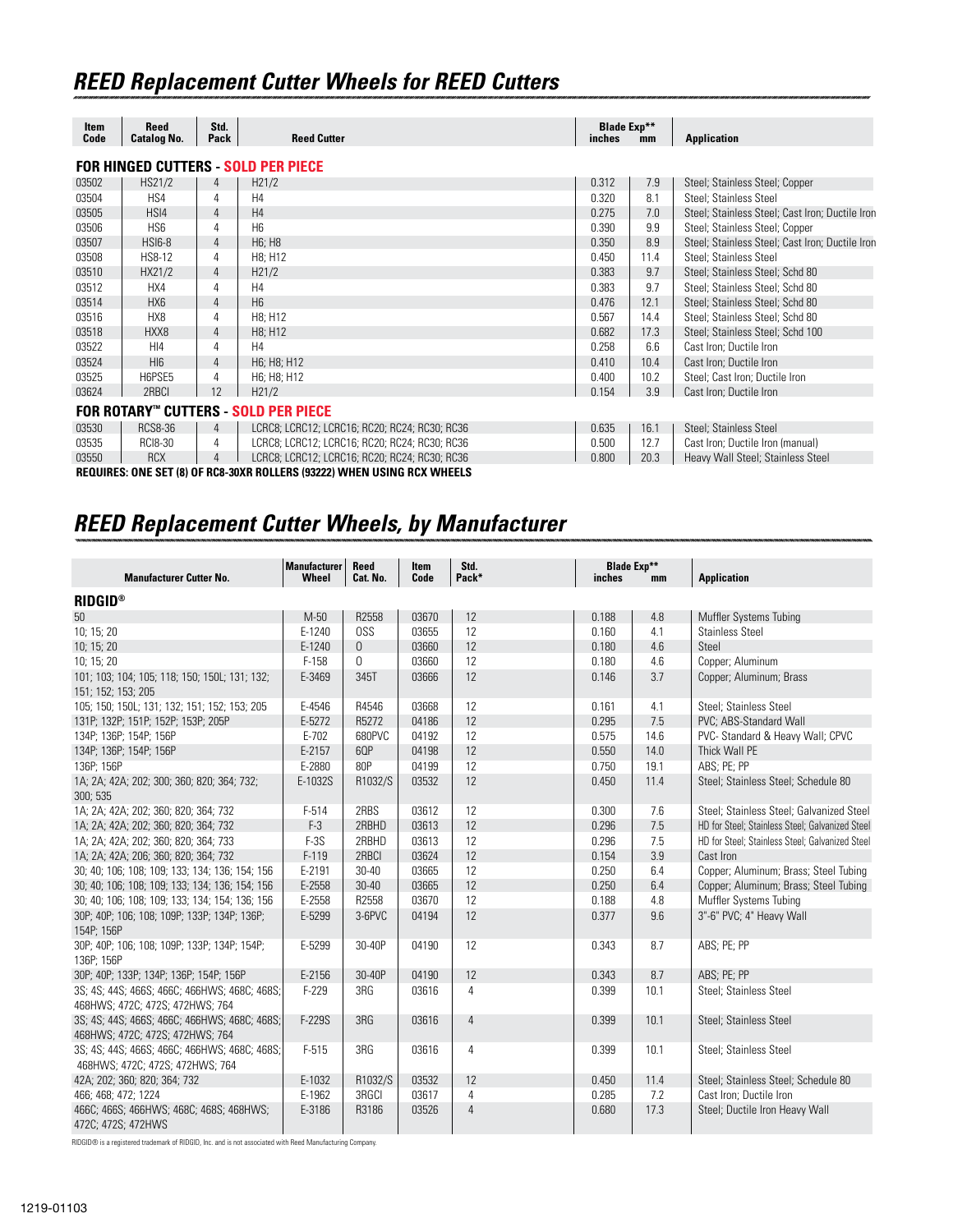## REED Replacement Cutter Wheels for REED Cutters

| Item Code | Reed Catalog No. | Std. Pack | Reed Cutter | Blade Exp** inches | mm | Application |
|---|---|---|---|---|---|---|
| **FOR HINGED CUTTERS - SOLD PER PIECE** | | | | | | |
| 03502 | HS21/2 | 4 | H21/2 | 0.312 | 7.9 | Steel; Stainless Steel; Copper |
| 03504 | HS4 | 4 | H4 | 0.320 | 8.1 | Steel; Stainless Steel |
| 03505 | HSI4 | 4 | H4 | 0.275 | 7.0 | Steel; Stainless Steel; Cast Iron; Ductile Iron |
| 03506 | HS6 | 4 | H6 | 0.390 | 9.9 | Steel; Stainless Steel; Copper |
| 03507 | HSI6-8 | 4 | H6; H8 | 0.350 | 8.9 | Steel; Stainless Steel; Cast Iron; Ductile Iron |
| 03508 | HS8-12 | 4 | H8; H12 | 0.450 | 11.4 | Steel; Stainless Steel |
| 03510 | HX21/2 | 4 | H21/2 | 0.383 | 9.7 | Steel; Stainless Steel; Schd 80 |
| 03512 | HX4 | 4 | H4 | 0.383 | 9.7 | Steel; Stainless Steel; Schd 80 |
| 03514 | HX6 | 4 | H6 | 0.476 | 12.1 | Steel; Stainless Steel; Schd 80 |
| 03516 | HX8 | 4 | H8; H12 | 0.567 | 14.4 | Steel; Stainless Steel; Schd 80 |
| 03518 | HXX8 | 4 | H8; H12 | 0.682 | 17.3 | Steel; Stainless Steel; Schd 100 |
| 03522 | HI4 | 4 | H4 | 0.258 | 6.6 | Cast Iron; Ductile Iron |
| 03524 | HI6 | 4 | H6; H8; H12 | 0.410 | 10.4 | Cast Iron; Ductile Iron |
| 03525 | H6PSE5 | 4 | H6; H8; H12 | 0.400 | 10.2 | Steel; Cast Iron; Ductile Iron |
| 03624 | 2RBCI | 12 | H21/2 | 0.154 | 3.9 | Cast Iron; Ductile Iron |
| **FOR ROTARY™ CUTTERS - SOLD PER PIECE** | | | | | | |
| 03530 | RCS8-36 | 4 | LCRC8; LCRC12; LCRC16; RC20; RC24; RC30; RC36 | 0.635 | 16.1 | Steel; Stainless Steel |
| 03535 | RCI8-30 | 4 | LCRC8; LCRC12; LCRC16; RC20; RC24; RC30; RC36 | 0.500 | 12.7 | Cast Iron; Ductile Iron (manual) |
| 03550 | RCX | 4 | LCRC8; LCRC12; LCRC16; RC20; RC24; RC30; RC36 | 0.800 | 20.3 | Heavy Wall Steel; Stainless Steel |

**REQUIRES: ONE SET (8) OF RC8-30XR ROLLERS (93222) WHEN USING RCX WHEELS**

## REED Replacement Cutter Wheels, by Manufacturer

| Manufacturer Cutter No. | Manufacturer Wheel | Reed Cat. No. | Item Code | Std. Pack* | Blade Exp** inches | mm | Application |
|---|---|---|---|---|---|---|---|
| **RIDGID®** | | | | | | | |
| 50 | M-50 | R2558 | 03670 | 12 | 0.188 | 4.8 | Muffler Systems Tubing |
| 10; 15; 20 | E-1240 | 0SS | 03655 | 12 | 0.160 | 4.1 | Stainless Steel |
| 10; 15; 20 | E-1240 | 0 | 03660 | 12 | 0.180 | 4.6 | Steel |
| 10; 15; 20 | F-158 | 0 | 03660 | 12 | 0.180 | 4.6 | Copper; Aluminum |
| 101; 103; 104; 105; 118; 150; 150L; 131; 132; 151; 152; 153; 205 | E-3469 | 345T | 03666 | 12 | 0.146 | 3.7 | Copper; Aluminum; Brass |
| 105; 150; 150L; 131; 132; 151; 152; 153; 205 | E-4546 | R4546 | 03668 | 12 | 0.161 | 4.1 | Steel; Stainless Steel |
| 131P; 132P; 151P; 152P; 153P; 205P | E-5272 | R5272 | 04186 | 12 | 0.295 | 7.5 | PVC; ABS-Standard Wall |
| 134P; 136P; 154P; 156P | E-702 | 680PVC | 04192 | 12 | 0.575 | 14.6 | PVC- Standard & Heavy Wall; CPVC |
| 134P; 136P; 154P; 156P | E-2157 | 6QP | 04198 | 12 | 0.550 | 14.0 | Thick Wall PE |
| 136P; 156P | E-2880 | 80P | 04199 | 12 | 0.750 | 19.1 | ABS; PE; PP |
| 1A; 2A; 42A; 202; 300; 360; 820; 364; 732; 300; 535 | E-1032S | R1032/S | 03532 | 12 | 0.450 | 11.4 | Steel; Stainless Steel; Schedule 80 |
| 1A; 2A; 42A; 202; 360; 820; 364; 732 | F-514 | 2RBS | 03612 | 12 | 0.300 | 7.6 | Steel; Stainless Steel; Galvanized Steel |
| 1A; 2A; 42A; 202; 360; 820; 364; 732 | F-3 | 2RBHD | 03613 | 12 | 0.296 | 7.5 | HD for Steel; Stainless Steel; Galvanized Steel |
| 1A; 2A; 42A; 202; 360; 820; 364; 733 | F-3S | 2RBHD | 03613 | 12 | 0.296 | 7.5 | HD for Steel; Stainless Steel; Galvanized Steel |
| 1A; 2A; 42A; 206; 360; 820; 364; 732 | F-119 | 2RBCI | 03624 | 12 | 0.154 | 3.9 | Cast Iron |
| 30; 40; 106; 108; 109; 133; 134; 136; 154; 156 | E-2191 | 30-40 | 03665 | 12 | 0.250 | 6.4 | Copper; Aluminum; Brass; Steel Tubing |
| 30; 40; 106; 108; 109; 133; 134; 136; 154; 156 | E-2558 | 30-40 | 03665 | 12 | 0.250 | 6.4 | Copper; Aluminum; Brass; Steel Tubing |
| 30; 40; 106; 108; 109; 133; 134; 136; 154; 156 | E-2558 | R2558 | 03670 | 12 | 0.188 | 4.8 | Muffler Systems Tubing |
| 30P; 40P; 106; 108; 109P; 133P; 134P; 136P; 154P; 156P | E-5299 | 3-6PVC | 04194 | 12 | 0.377 | 9.6 | 3"-6" PVC; 4" Heavy Wall |
| 30P; 40P; 106; 108; 109P; 133P; 134P; 154P; 136P; 156P | E-5299 | 30-40P | 04190 | 12 | 0.343 | 8.7 | ABS; PE; PP |
| 30P; 40P; 133P; 134P; 136P; 154P; 156P | E-2156 | 30-40P | 04190 | 12 | 0.343 | 8.7 | ABS; PE; PP |
| 3S; 4S; 44S; 466S; 466C; 466HWS; 468C; 468S; 468HWS; 472C; 472S; 472HWS; 764 | F-229 | 3RG | 03616 | 4 | 0.399 | 10.1 | Steel; Stainless Steel |
| 3S; 4S; 44S; 466S; 466C; 466HWS; 468C; 468S; 468HWS; 472C; 472S; 472HWS; 764 | F-229S | 3RG | 03616 | 4 | 0.399 | 10.1 | Steel; Stainless Steel |
| 3S; 4S; 44S; 466S; 466C; 466HWS; 468C; 468S; 468HWS; 472C; 472S; 472HWS; 764 | F-515 | 3RG | 03616 | 4 | 0.399 | 10.1 | Steel; Stainless Steel |
| 42A; 202; 360; 820; 364; 732 | E-1032 | R1032/S | 03532 | 12 | 0.450 | 11.4 | Steel; Stainless Steel; Schedule 80 |
| 466; 468; 472; 1224 | E-1962 | 3RGCI | 03617 | 4 | 0.285 | 7.2 | Cast Iron; Ductile Iron |
| 466C; 466S; 466HWS; 468C; 468S; 468HWS; 472C; 472S; 472HWS | E-3186 | R3186 | 03526 | 4 | 0.680 | 17.3 | Steel; Ductile Iron Heavy Wall |

RIDGID® is a registered trademark of RIDGID, Inc. and is not associated with Reed Manufacturing Company.

1219-01103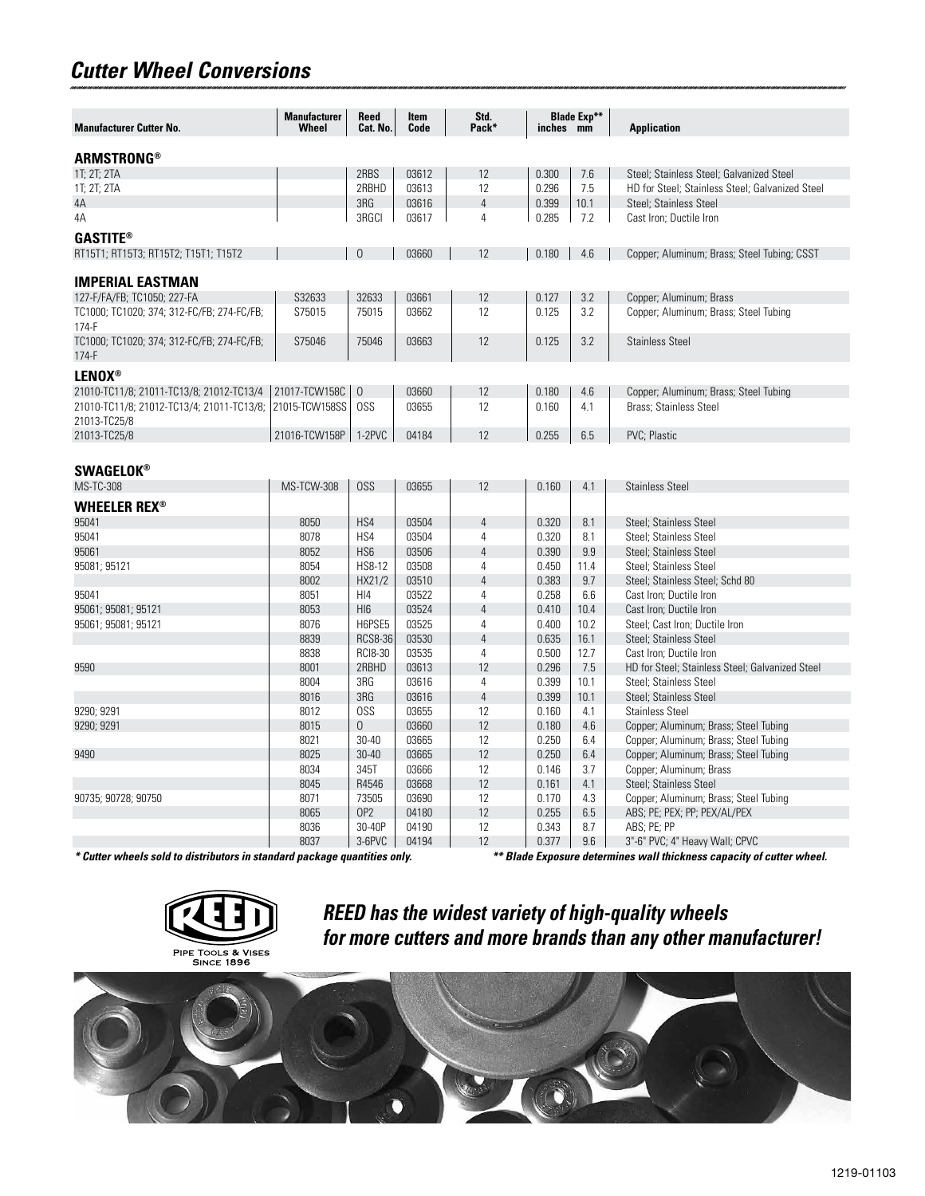# Cutter Wheel Conversions

| Manufacturer Cutter No. | Manufacturer Wheel | Reed Cat. No. | Item Code | Std. Pack* | Blade Exp** inches | Blade Exp** mm | Application |
|---|---|---|---|---|---|---|---|
| **ARMSTRONG®** | | | | | | | |
| 1T; 2T; 2TA | | 2RBS | 03612 | 12 | 0.300 | 7.6 | Steel; Stainless Steel; Galvanized Steel |
| 1T; 2T; 2TA | | 2RBHD | 03613 | 12 | 0.296 | 7.5 | HD for Steel; Stainless Steel; Galvanized Steel |
| 4A | | 3RG | 03616 | 4 | 0.399 | 10.1 | Steel; Stainless Steel |
| 4A | | 3RGCI | 03617 | 4 | 0.285 | 7.2 | Cast Iron; Ductile Iron |
| **GASTITE®** | | | | | | | |
| RT15T1; RT15T3; RT15T2; T15T1; T15T2 | | 0 | 03660 | 12 | 0.180 | 4.6 | Copper; Aluminum; Brass; Steel Tubing; CSST |
| **IMPERIAL EASTMAN** | | | | | | | |
| 127-F/FA/FB; TC1050; 227-FA | S32633 | 32633 | 03661 | 12 | 0.127 | 3.2 | Copper; Aluminum; Brass |
| TC1000; TC1020; 374; 312-FC/FB; 274-FC/FB; 174-F | S75015 | 75015 | 03662 | 12 | 0.125 | 3.2 | Copper; Aluminum; Brass; Steel Tubing |
| TC1000; TC1020; 374; 312-FC/FB; 274-FC/FB; 174-F | S75046 | 75046 | 03663 | 12 | 0.125 | 3.2 | Stainless Steel |
| **LENOX®** | | | | | | | |
| 21010-TC11/8; 21011-TC13/8; 21012-TC13/4 | 21017-TCW158C | 0 | 03660 | 12 | 0.180 | 4.6 | Copper; Aluminum; Brass; Steel Tubing |
| 21010-TC11/8; 21012-TC13/4; 21011-TC13/8; 21013-TC25/8 | 21015-TCW158SS | OSS | 03655 | 12 | 0.160 | 4.1 | Brass; Stainless Steel |
| 21013-TC25/8 | 21016-TCW158P | 1-2PVC | 04184 | 12 | 0.255 | 6.5 | PVC; Plastic |
| **SWAGELOK®** | | | | | | | |
| MS-TC-308 | MS-TCW-308 | OSS | 03655 | 12 | 0.160 | 4.1 | Stainless Steel |
| **WHEELER REX®** | | | | | | | |
| 95041 | 8050 | HS4 | 03504 | 4 | 0.320 | 8.1 | Steel; Stainless Steel |
| 95041 | 8078 | HS4 | 03504 | 4 | 0.320 | 8.1 | Steel; Stainless Steel |
| 95061 | 8052 | HS6 | 03506 | 4 | 0.390 | 9.9 | Steel; Stainless Steel |
| 95081; 95121 | 8054 | HS8-12 | 03508 | 4 | 0.450 | 11.4 | Steel; Stainless Steel |
| | 8002 | HX21/2 | 03510 | 4 | 0.383 | 9.7 | Steel; Stainless Steel; Schd 80 |
| 95041 | 8051 | HI4 | 03522 | 4 | 0.258 | 6.6 | Cast Iron; Ductile Iron |
| 95061; 95081; 95121 | 8053 | HI6 | 03524 | 4 | 0.410 | 10.4 | Cast Iron; Ductile Iron |
| 95061; 95081; 95121 | 8076 | H6PSE5 | 03525 | 4 | 0.400 | 10.2 | Steel; Cast Iron; Ductile Iron |
| | 8839 | RCS8-36 | 03530 | 4 | 0.635 | 16.1 | Steel; Stainless Steel |
| | 8838 | RCI8-30 | 03535 | 4 | 0.500 | 12.7 | Cast Iron; Ductile Iron |
| 9590 | 8001 | 2RBHD | 03613 | 12 | 0.296 | 7.5 | HD for Steel; Stainless Steel; Galvanized Steel |
| | 8004 | 3RG | 03616 | 4 | 0.399 | 10.1 | Steel; Stainless Steel |
| | 8016 | 3RG | 03616 | 4 | 0.399 | 10.1 | Steel; Stainless Steel |
| 9290; 9291 | 8012 | OSS | 03655 | 12 | 0.160 | 4.1 | Stainless Steel |
| 9290; 9291 | 8015 | 0 | 03660 | 12 | 0.180 | 4.6 | Copper; Aluminum; Brass; Steel Tubing |
| | 8021 | 30-40 | 03665 | 12 | 0.250 | 6.4 | Copper; Aluminum; Brass; Steel Tubing |
| 9490 | 8025 | 30-40 | 03665 | 12 | 0.250 | 6.4 | Copper; Aluminum; Brass; Steel Tubing |
| | 8034 | 345T | 03666 | 12 | 0.146 | 3.7 | Copper; Aluminum; Brass |
| | 8045 | R4546 | 03668 | 12 | 0.161 | 4.1 | Steel; Stainless Steel |
| 90735; 90728; 90750 | 8071 | 73505 | 03690 | 12 | 0.170 | 4.3 | Copper; Aluminum; Brass; Steel Tubing |
| | 8065 | OP2 | 04180 | 12 | 0.255 | 6.5 | ABS; PE; PEX; PP; PEX/AL/PEX |
| | 8036 | 30-40P | 04190 | 12 | 0.343 | 8.7 | ABS; PE; PP |
| | 8037 | 3-6PVC | 04194 | 12 | 0.377 | 9.6 | 3"-6" PVC; 4" Heavy Wall; CPVC |

***** Cutter wheels sold to distributors in standard package quantities only.*

***** Blade Exposure determines wall thickness capacity of cutter wheel.*

REED Pipe Tools & Vises Since 1896

***REED has the widest variety of high-quality wheels for more cutters and more brands than any other manufacturer!***

1219-01103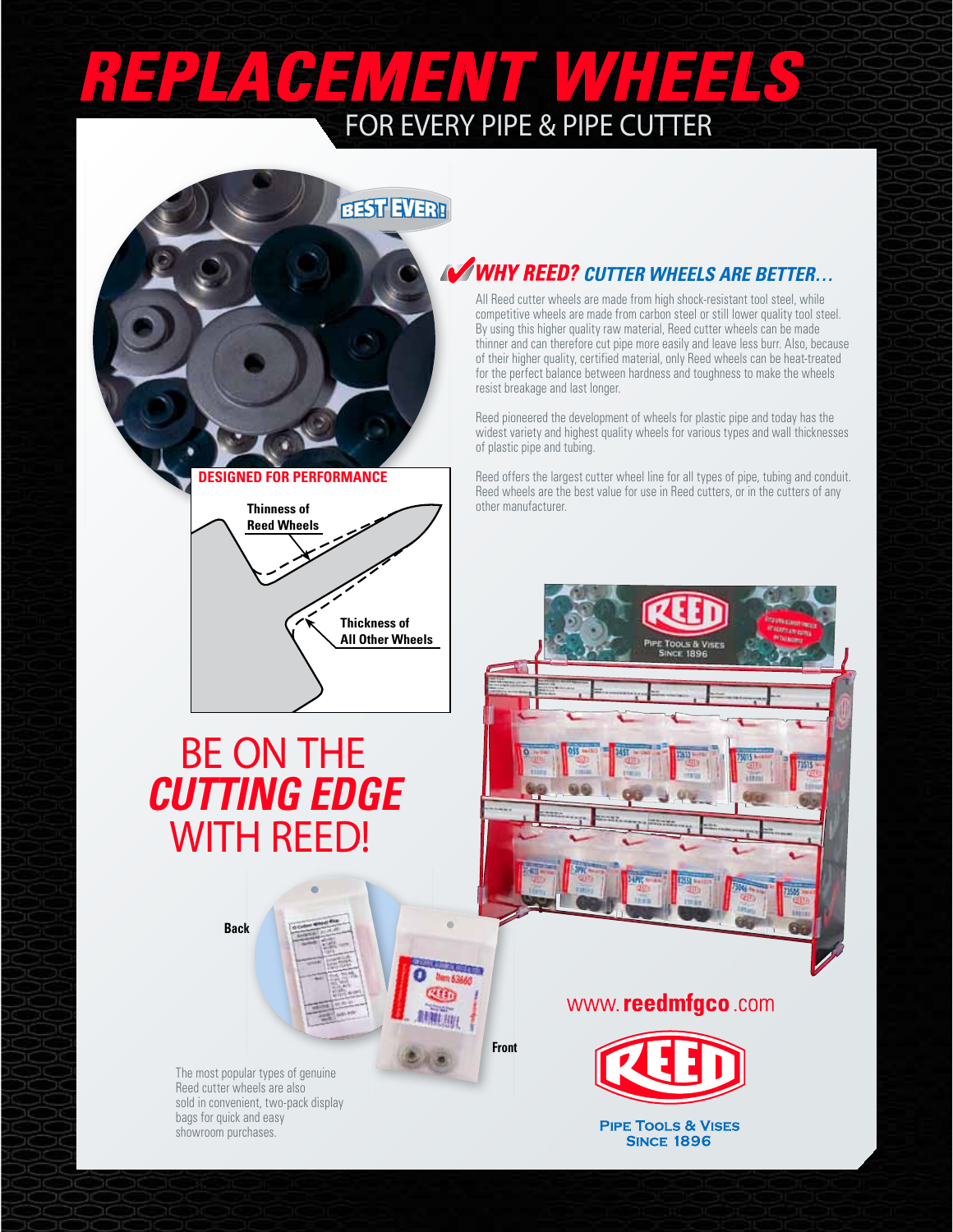# REPLACEMENT WHEELS

## FOR EVERY PIPE & PIPE CUTTER

BEST EVER!

### WHY REED? CUTTER WHEELS ARE BETTER…

All Reed cutter wheels are made from high shock-resistant tool steel, while competitive wheels are made from carbon steel or still lower quality tool steel. By using this higher quality raw material, Reed cutter wheels can be made thinner and can therefore cut pipe more easily and leave less burr. Also, because of their higher quality, certified material, only Reed wheels can be heat-treated for the perfect balance between hardness and toughness to make the wheels resist breakage and last longer.

Reed pioneered the development of wheels for plastic pipe and today has the widest variety and highest quality wheels for various types and wall thicknesses of plastic pipe and tubing.

Reed offers the largest cutter wheel line for all types of pipe, tubing and conduit. Reed wheels are the best value for use in Reed cutters, or in the cutters of any other manufacturer.

**DESIGNED FOR PERFORMANCE**

Thinness of Reed Wheels

Thickness of All Other Wheels

## BE ON THE *CUTTING EDGE* WITH REED!

Back

Front

The most popular types of genuine Reed cutter wheels are also sold in convenient, two-pack display bags for quick and easy showroom purchases.

www.**reedmfgco**.com

REED

PIPE TOOLS & VISES
SINCE 1896